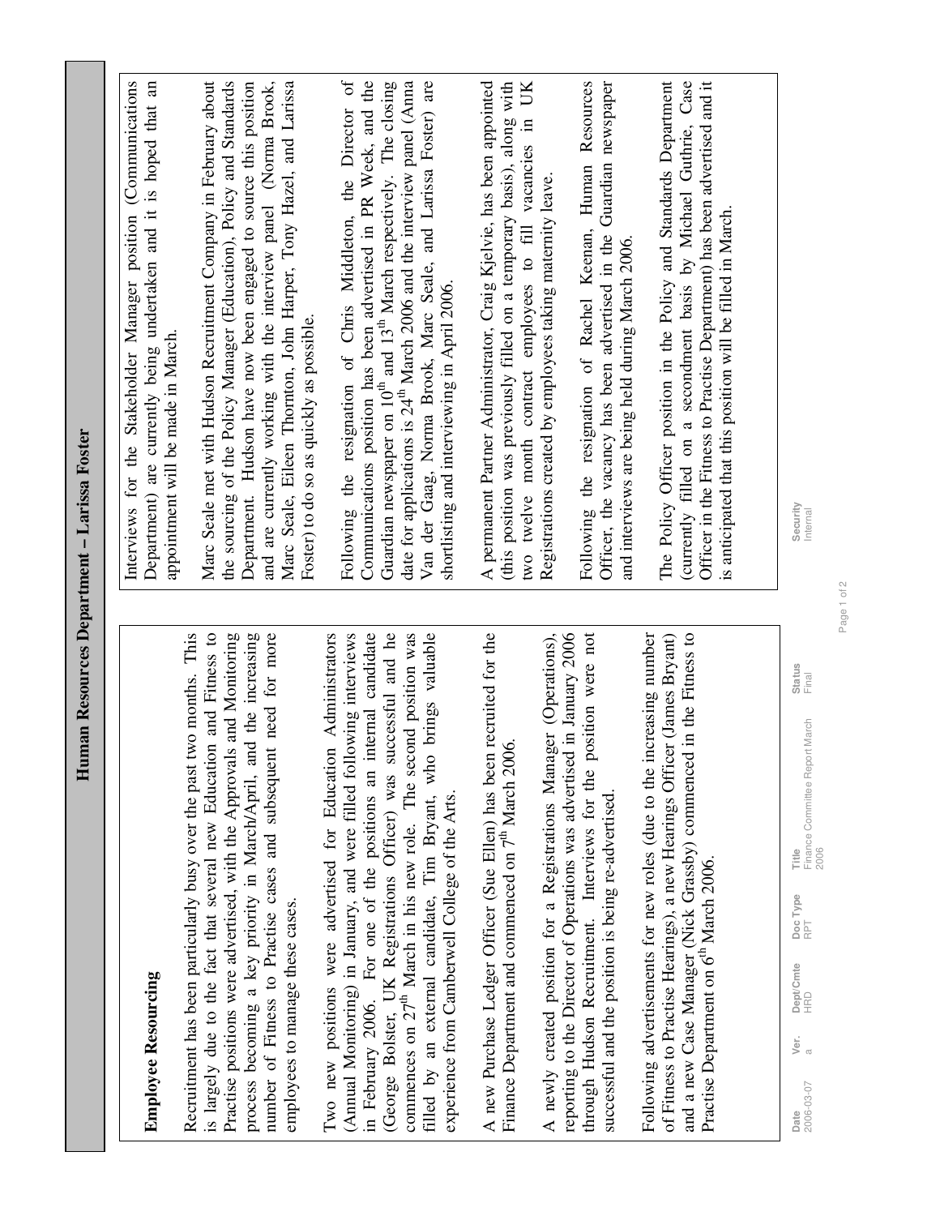# Human Resources Department – Larissa Foster

## Employee Resourcing

Recruitment has been particularly busy over the past two months. This is largely due to the fact that several new Education and Fitness to Practise positions were advertised, with the Approvals and Monitoring process becoming a key priority in March/April, and the increasing number of Fitness to Practise cases and subsequent need for more employees to manage these cases.

Two new positions were advertised for Education Administrators (Annual Monitoring) in January, and were filled following interviews in February 2006. For one of the positions an internal candidate (George Bolster, UK Registrations Officer) was successful and he commences on 27th March in his new role. The second position was filled by an external candidate, Tim Bryant, who brings valuable experience from Camberwell College of the Arts.

A new Purchase Ledger Officer (Sue Ellen) has been recruited for the Finance Department and commenced on 7th March 2006.

A newly created position for a Registrations Manager (Operations), reporting to the Director of Operations was advertised in January 2006 through Hudson Recruitment. Interviews for the position were not successful and the position is being re-advertised.

Following advertisements for new roles (due to the increasing number of Fitness to Practise Hearings), a new Hearings Officer (James Bryant) and a new Case Manager (Nick Grassby) commenced in the Fitness to Practise Department on 6th March 2006.

Interviews for the Stakeholder Manager position (Communications Department) are currently being undertaken and it is hoped that an appointment will be made in March.

Marc Seale met with Hudson Recruitment Company in February about the sourcing of the Policy Manager (Education), Policy and Standards Department. Hudson have now been engaged to source this position and are currently working with the interview panel (Norma Brook, Marc Seale, Eileen Thornton, John Harper, Tony Hazel, and Larissa Foster) to do so as quickly as possible.

Following the resignation of Chris Middleton, the Director of Communications position has been advertised in PR Week, and the Guardian newspaper on 10th and 13th March respectively. The closing date for applications is 24th March 2006 and the interview panel (Anna Van der Gaag, Norma Brook, Marc Seale, and Larissa Foster) are shortlisting and interviewing in April 2006.

A permanent Partner Administrator, Craig Kjelvie, has been appointed (this position was previously filled on a temporary basis), along with two twelve month contract employees to fill vacancies in UK Registrations created by employees taking maternity leave.

Following the resignation of Rachel Keenan, Human Resources Officer, the vacancy has been advertised in the Guardian newspaper and interviews are being held during March 2006.

The Policy Officer position in the Policy and Standards Department (currently filled on a secondment basis by Michael Guthrie, Case Officer in the Fitness to Practise Department) has been advertised and it is anticipated that this position will be filled in March.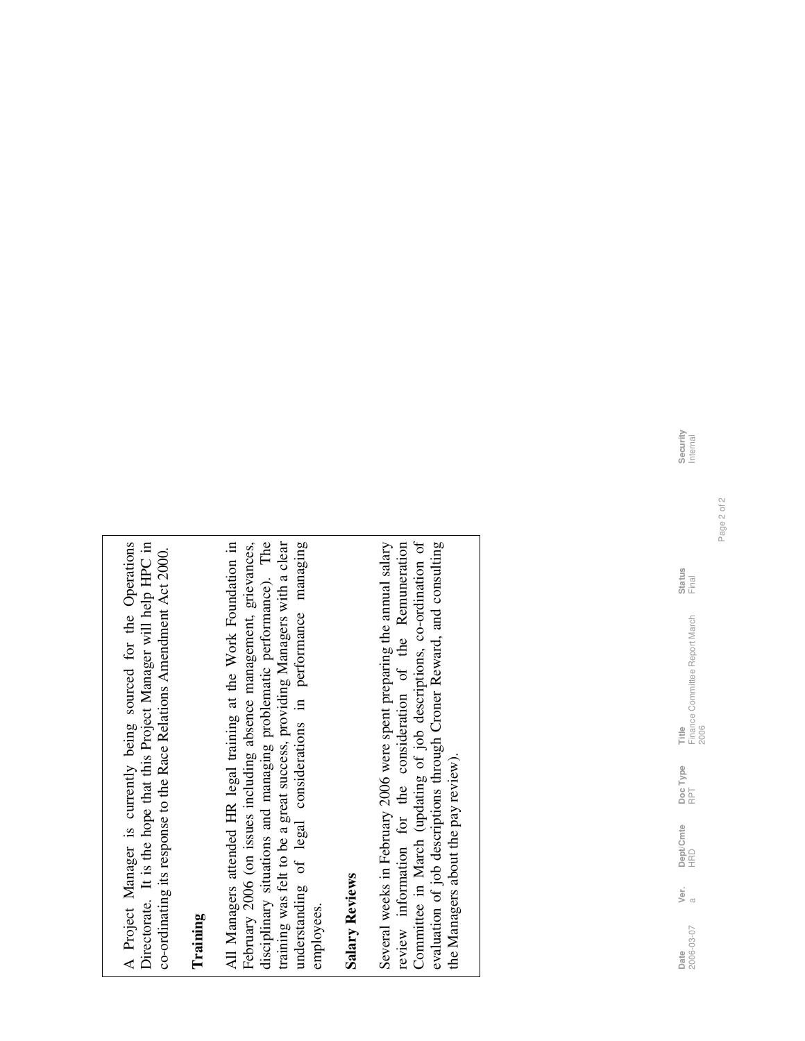A Project Manager is currently being sourced for the Operations Directorate. It is the hope that this Project Manager will help HPC in co-ordinating its response to the Race Relations Amendment Act 2000.

**Training**

All Managers attended HR legal training at the Work Foundation in February 2006 (on issues including absence management, grievances, disciplinary situations and managing problematic performance). The training was felt to be a great success, providing Managers with a clear understanding of legal considerations in performance managing employees.

**Salary Reviews**

Several weeks in February 2006 were spent preparing the annual salary review information for the consideration of the Remuneration Committee in March (updating of job descriptions, co-ordination of evaluation of job descriptions through Croner Reward, and consulting the Managers about the pay review).